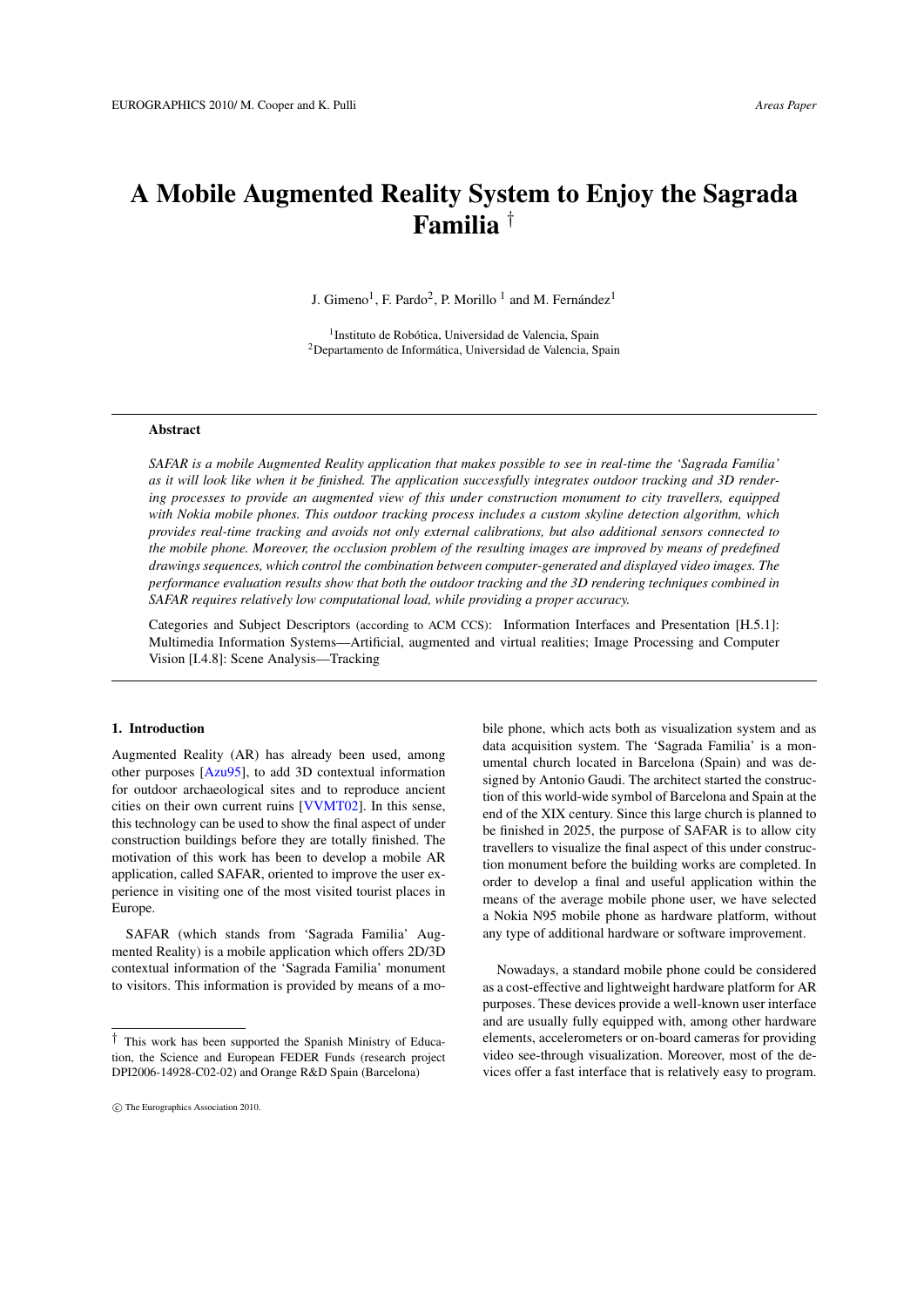# A Mobile Augmented Reality System to Enjoy the Sagrada Familia †

J. Gimeno[1], F. Pardo[2], P. Morillo [1] and M. Fernández[1]

[1]Instituto de Robótica, Universidad de Valencia, Spain
[2]Departamento de Informática, Universidad de Valencia, Spain

## Abstract

*SAFAR is a mobile Augmented Reality application that makes possible to see in real-time the 'Sagrada Familia' as it will look like when it be finished. The application successfully integrates outdoor tracking and 3D rendering processes to provide an augmented view of this under construction monument to city travellers, equipped with Nokia mobile phones. This outdoor tracking process includes a custom skyline detection algorithm, which provides real-time tracking and avoids not only external calibrations, but also additional sensors connected to the mobile phone. Moreover, the occlusion problem of the resulting images are improved by means of predefined drawings sequences, which control the combination between computer-generated and displayed video images. The performance evaluation results show that both the outdoor tracking and the 3D rendering techniques combined in SAFAR requires relatively low computational load, while providing a proper accuracy.*

Categories and Subject Descriptors (according to ACM CCS): Information Interfaces and Presentation [H.5.1]: Multimedia Information Systems—Artificial, augmented and virtual realities; Image Processing and Computer Vision [I.4.8]: Scene Analysis—Tracking

## 1. Introduction

Augmented Reality (AR) has already been used, among other purposes [Azu95], to add 3D contextual information for outdoor archaeological sites and to reproduce ancient cities on their own current ruins [VVMT02]. In this sense, this technology can be used to show the final aspect of under construction buildings before they are totally finished. The motivation of this work has been to develop a mobile AR application, called SAFAR, oriented to improve the user experience in visiting one of the most visited tourist places in Europe.

SAFAR (which stands from 'Sagrada Familia' Augmented Reality) is a mobile application which offers 2D/3D contextual information of the 'Sagrada Familia' monument to visitors. This information is provided by means of a mobile phone, which acts both as visualization system and as data acquisition system. The 'Sagrada Familia' is a monumental church located in Barcelona (Spain) and was designed by Antonio Gaudi. The architect started the construction of this world-wide symbol of Barcelona and Spain at the end of the XIX century. Since this large church is planned to be finished in 2025, the purpose of SAFAR is to allow city travellers to visualize the final aspect of this under construction monument before the building works are completed. In order to develop a final and useful application within the means of the average mobile phone user, we have selected a Nokia N95 mobile phone as hardware platform, without any type of additional hardware or software improvement.

Nowadays, a standard mobile phone could be considered as a cost-effective and lightweight hardware platform for AR purposes. These devices provide a well-known user interface and are usually fully equipped with, among other hardware elements, accelerometers or on-board cameras for providing video see-through visualization. Moreover, most of the devices offer a fast interface that is relatively easy to program.

† This work has been supported the Spanish Ministry of Education, the Science and European FEDER Funds (research project DPI2006-14928-C02-02) and Orange R&D Spain (Barcelona)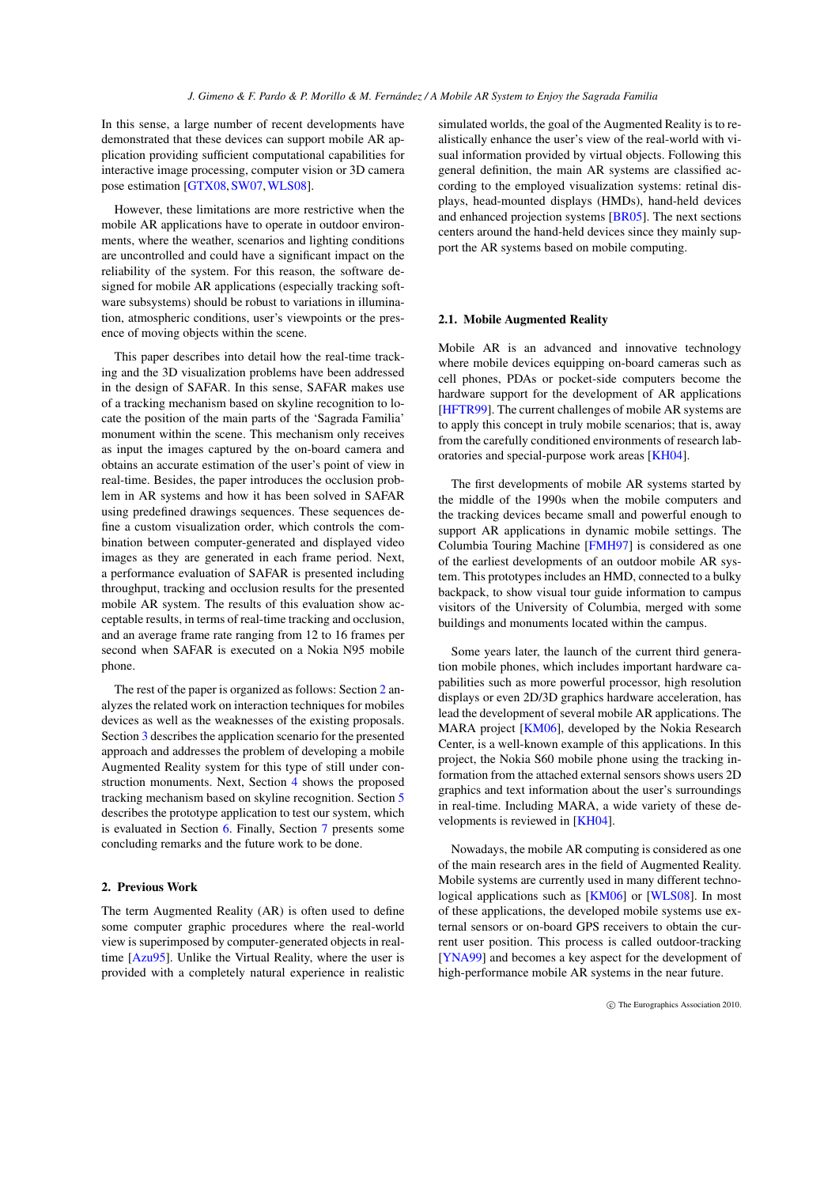In this sense, a large number of recent developments have demonstrated that these devices can support mobile AR application providing sufficient computational capabilities for interactive image processing, computer vision or 3D camera pose estimation [GTX08, SW07, WLS08].

However, these limitations are more restrictive when the mobile AR applications have to operate in outdoor environments, where the weather, scenarios and lighting conditions are uncontrolled and could have a significant impact on the reliability of the system. For this reason, the software designed for mobile AR applications (especially tracking software subsystems) should be robust to variations in illumination, atmospheric conditions, user's viewpoints or the presence of moving objects within the scene.

This paper describes into detail how the real-time tracking and the 3D visualization problems have been addressed in the design of SAFAR. In this sense, SAFAR makes use of a tracking mechanism based on skyline recognition to locate the position of the main parts of the 'Sagrada Familia' monument within the scene. This mechanism only receives as input the images captured by the on-board camera and obtains an accurate estimation of the user's point of view in real-time. Besides, the paper introduces the occlusion problem in AR systems and how it has been solved in SAFAR using predefined drawings sequences. These sequences define a custom visualization order, which controls the combination between computer-generated and displayed video images as they are generated in each frame period. Next, a performance evaluation of SAFAR is presented including throughput, tracking and occlusion results for the presented mobile AR system. The results of this evaluation show acceptable results, in terms of real-time tracking and occlusion, and an average frame rate ranging from 12 to 16 frames per second when SAFAR is executed on a Nokia N95 mobile phone.

The rest of the paper is organized as follows: Section 2 analyzes the related work on interaction techniques for mobiles devices as well as the weaknesses of the existing proposals. Section 3 describes the application scenario for the presented approach and addresses the problem of developing a mobile Augmented Reality system for this type of still under construction monuments. Next, Section 4 shows the proposed tracking mechanism based on skyline recognition. Section 5 describes the prototype application to test our system, which is evaluated in Section 6. Finally, Section 7 presents some concluding remarks and the future work to be done.

## 2. Previous Work

The term Augmented Reality (AR) is often used to define some computer graphic procedures where the real-world view is superimposed by computer-generated objects in real-time [Azu95]. Unlike the Virtual Reality, where the user is provided with a completely natural experience in realistic simulated worlds, the goal of the Augmented Reality is to realistically enhance the user's view of the real-world with visual information provided by virtual objects. Following this general definition, the main AR systems are classified according to the employed visualization systems: retinal displays, head-mounted displays (HMDs), hand-held devices and enhanced projection systems [BR05]. The next sections centers around the hand-held devices since they mainly support the AR systems based on mobile computing.

### 2.1. Mobile Augmented Reality

Mobile AR is an advanced and innovative technology where mobile devices equipping on-board cameras such as cell phones, PDAs or pocket-side computers become the hardware support for the development of AR applications [HFTR99]. The current challenges of mobile AR systems are to apply this concept in truly mobile scenarios; that is, away from the carefully conditioned environments of research laboratories and special-purpose work areas [KH04].

The first developments of mobile AR systems started by the middle of the 1990s when the mobile computers and the tracking devices became small and powerful enough to support AR applications in dynamic mobile settings. The Columbia Touring Machine [FMH97] is considered as one of the earliest developments of an outdoor mobile AR system. This prototypes includes an HMD, connected to a bulky backpack, to show visual tour guide information to campus visitors of the University of Columbia, merged with some buildings and monuments located within the campus.

Some years later, the launch of the current third generation mobile phones, which includes important hardware capabilities such as more powerful processor, high resolution displays or even 2D/3D graphics hardware acceleration, has lead the development of several mobile AR applications. The MARA project [KM06], developed by the Nokia Research Center, is a well-known example of this applications. In this project, the Nokia S60 mobile phone using the tracking information from the attached external sensors shows users 2D graphics and text information about the user's surroundings in real-time. Including MARA, a wide variety of these developments is reviewed in [KH04].

Nowadays, the mobile AR computing is considered as one of the main research ares in the field of Augmented Reality. Mobile systems are currently used in many different technological applications such as [KM06] or [WLS08]. In most of these applications, the developed mobile systems use external sensors or on-board GPS receivers to obtain the current user position. This process is called outdoor-tracking [YNA99] and becomes a key aspect for the development of high-performance mobile AR systems in the near future.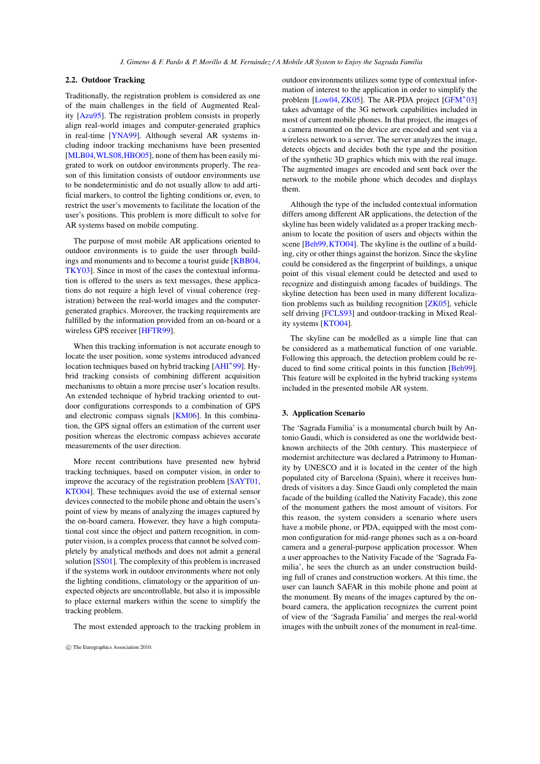### 2.2. Outdoor Tracking

Traditionally, the registration problem is considered as one of the main challenges in the field of Augmented Reality [Azu95]. The registration problem consists in properly align real-world images and computer-generated graphics in real-time [YNA99]. Although several AR systems including indoor tracking mechanisms have been presented [MLB04, WLS08, HBO05], none of them has been easily migrated to work on outdoor environments properly. The reason of this limitation consists of outdoor environments use to be nondeterministic and do not usually allow to add artificial markers, to control the lighting conditions or, even, to restrict the user's movements to facilitate the location of the user's positions. This problem is more difficult to solve for AR systems based on mobile computing.

The purpose of most mobile AR applications oriented to outdoor environments is to guide the user through buildings and monuments and to become a tourist guide [KBB04, TKY03]. Since in most of the cases the contextual information is offered to the users as text messages, these applications do not require a high level of visual coherence (registration) between the real-world images and the computer-generated graphics. Moreover, the tracking requirements are fulfilled by the information provided from an on-board or a wireless GPS receiver [HFTR99].

When this tracking information is not accurate enough to locate the user position, some systems introduced advanced location techniques based on hybrid tracking [AHI*99]. Hybrid tracking consists of combining different acquisition mechanisms to obtain a more precise user's location results. An extended technique of hybrid tracking oriented to outdoor configurations corresponds to a combination of GPS and electronic compass signals [KM06]. In this combination, the GPS signal offers an estimation of the current user position whereas the electronic compass achieves accurate measurements of the user direction.

More recent contributions have presented new hybrid tracking techniques, based on computer vision, in order to improve the accuracy of the registration problem [SAYT01, KTO04]. These techniques avoid the use of external sensor devices connected to the mobile phone and obtain the user's point of view by means of analyzing the images captured by the on-board camera. However, they have a high computational cost since the object and pattern recognition, in computer vision, is a complex process that cannot be solved completely by analytical methods and does not admit a general solution [SS01]. The complexity of this problem is increased if the systems work in outdoor environments where not only the lighting conditions, climatology or the apparition of unexpected objects are uncontrollable, but also it is impossible to place external markers within the scene to simplify the tracking problem.

The most extended approach to the tracking problem in outdoor environments utilizes some type of contextual information of interest to the application in order to simplify the problem [Low04, ZK05]. The AR-PDA project [GFM*03] takes advantage of the 3G network capabilities included in most of current mobile phones. In that project, the images of a camera mounted on the device are encoded and sent via a wireless network to a server. The server analyzes the image, detects objects and decides both the type and the position of the synthetic 3D graphics which mix with the real image. The augmented images are encoded and sent back over the network to the mobile phone which decodes and displays them.

Although the type of the included contextual information differs among different AR applications, the detection of the skyline has been widely validated as a proper tracking mechanism to locate the position of users and objects within the scene [Beh99, KTO04]. The skyline is the outline of a building, city or other things against the horizon. Since the skyline could be considered as the fingerprint of buildings, a unique point of this visual element could be detected and used to recognize and distinguish among facades of buildings. The skyline detection has been used in many different localization problems such as building recognition [ZK05], vehicle self driving [FCLS93] and outdoor-tracking in Mixed Reality systems [KTO04].

The skyline can be modelled as a simple line that can be considered as a mathematical function of one variable. Following this approach, the detection problem could be reduced to find some critical points in this function [Beh99]. This feature will be exploited in the hybrid tracking systems included in the presented mobile AR system.

## 3. Application Scenario

The 'Sagrada Familia' is a monumental church built by Antonio Gaudi, which is considered as one the worldwide best-known architects of the 20th century. This masterpiece of modernist architecture was declared a Patrimony to Humanity by UNESCO and it is located in the center of the high populated city of Barcelona (Spain), where it receives hundreds of visitors a day. Since Gaudi only completed the main facade of the building (called the Nativity Facade), this zone of the monument gathers the most amount of visitors. For this reason, the system considers a scenario where users have a mobile phone, or PDA, equipped with the most common configuration for mid-range phones such as a on-board camera and a general-purpose application processor. When a user approaches to the Nativity Facade of the 'Sagrada Familia', he sees the church as an under construction building full of cranes and construction workers. At this time, the user can launch SAFAR in this mobile phone and point at the monument. By means of the images captured by the on-board camera, the application recognizes the current point of view of the 'Sagrada Familia' and merges the real-world images with the unbuilt zones of the monument in real-time.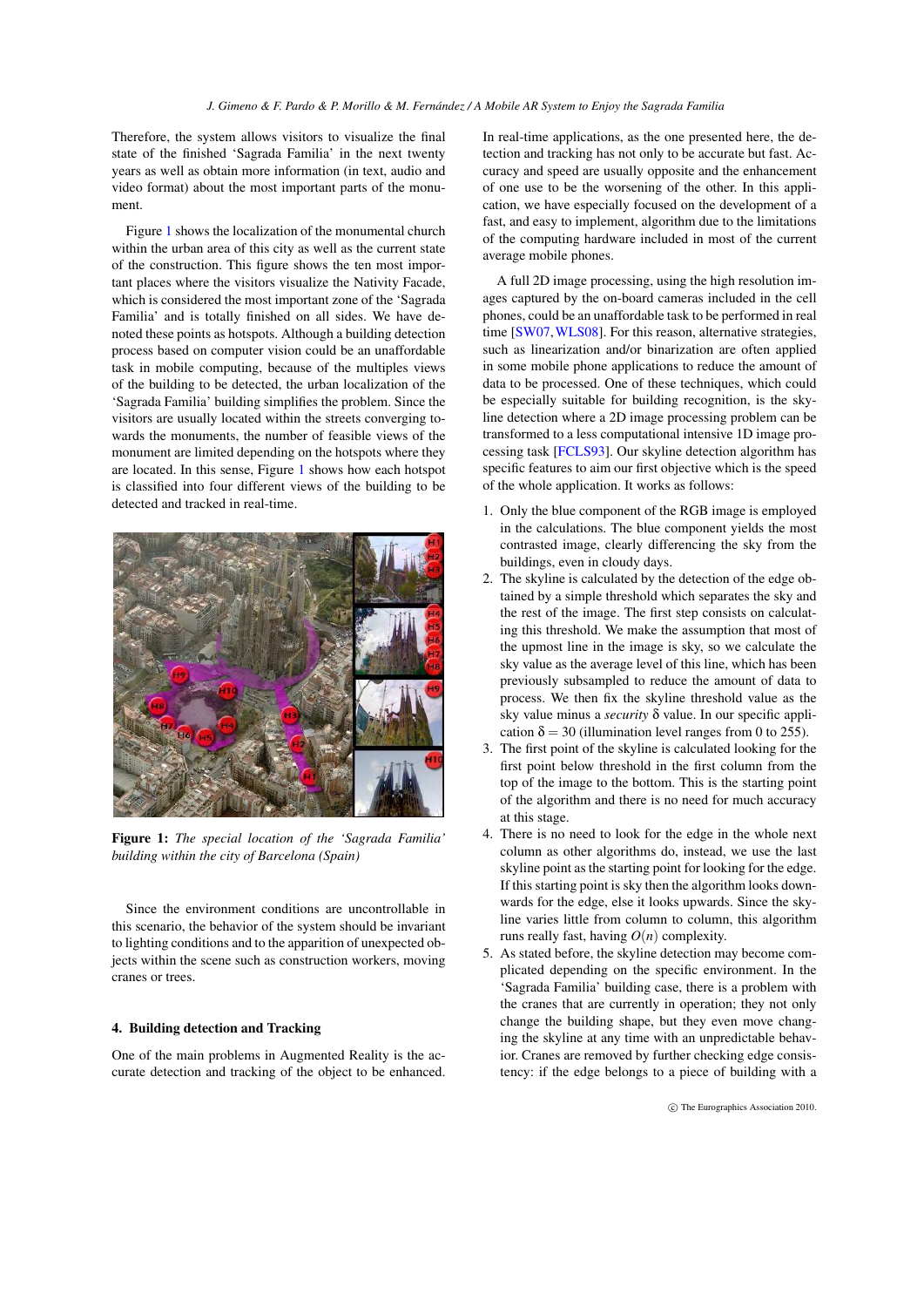Therefore, the system allows visitors to visualize the final state of the finished 'Sagrada Familia' in the next twenty years as well as obtain more information (in text, audio and video format) about the most important parts of the monument.

Figure 1 shows the localization of the monumental church within the urban area of this city as well as the current state of the construction. This figure shows the ten most important places where the visitors visualize the Nativity Facade, which is considered the most important zone of the 'Sagrada Familia' and is totally finished on all sides. We have denoted these points as hotspots. Although a building detection process based on computer vision could be an unaffordable task in mobile computing, because of the multiples views of the building to be detected, the urban localization of the 'Sagrada Familia' building simplifies the problem. Since the visitors are usually located within the streets converging towards the monuments, the number of feasible views of the monument are limited depending on the hotspots where they are located. In this sense, Figure 1 shows how each hotspot is classified into four different views of the building to be detected and tracked in real-time.

**Figure 1:** *The special location of the 'Sagrada Familia' building within the city of Barcelona (Spain)*

Since the environment conditions are uncontrollable in this scenario, the behavior of the system should be invariant to lighting conditions and to the apparition of unexpected objects within the scene such as construction workers, moving cranes or trees.

## 4. Building detection and Tracking

One of the main problems in Augmented Reality is the accurate detection and tracking of the object to be enhanced. In real-time applications, as the one presented here, the detection and tracking has not only to be accurate but fast. Accuracy and speed are usually opposite and the enhancement of one use to be the worsening of the other. In this application, we have especially focused on the development of a fast, and easy to implement, algorithm due to the limitations of the computing hardware included in most of the current average mobile phones.

A full 2D image processing, using the high resolution images captured by the on-board cameras included in the cell phones, could be an unaffordable task to be performed in real time [SW07, WLS08]. For this reason, alternative strategies, such as linearization and/or binarization are often applied in some mobile phone applications to reduce the amount of data to be processed. One of these techniques, which could be especially suitable for building recognition, is the skyline detection where a 2D image processing problem can be transformed to a less computational intensive 1D image processing task [FCLS93]. Our skyline detection algorithm has specific features to aim our first objective which is the speed of the whole application. It works as follows:

1. Only the blue component of the RGB image is employed in the calculations. The blue component yields the most contrasted image, clearly differencing the sky from the buildings, even in cloudy days.
2. The skyline is calculated by the detection of the edge obtained by a simple threshold which separates the sky and the rest of the image. The first step consists on calculating this threshold. We make the assumption that most of the upmost line in the image is sky, so we calculate the sky value as the average level of this line, which has been previously subsampled to reduce the amount of data to process. We then fix the skyline threshold value as the sky value minus a *security* $\delta$ value. In our specific application $\delta = 30$ (illumination level ranges from 0 to 255).
3. The first point of the skyline is calculated looking for the first point below threshold in the first column from the top of the image to the bottom. This is the starting point of the algorithm and there is no need for much accuracy at this stage.
4. There is no need to look for the edge in the whole next column as other algorithms do, instead, we use the last skyline point as the starting point for looking for the edge. If this starting point is sky then the algorithm looks downwards for the edge, else it looks upwards. Since the skyline varies little from column to column, this algorithm runs really fast, having $O(n)$ complexity.
5. As stated before, the skyline detection may become complicated depending on the specific environment. In the 'Sagrada Familia' building case, there is a problem with the cranes that are currently in operation; they not only change the building shape, but they even move changing the skyline at any time with an unpredictable behavior. Cranes are removed by further checking edge consistency: if the edge belongs to a piece of building with a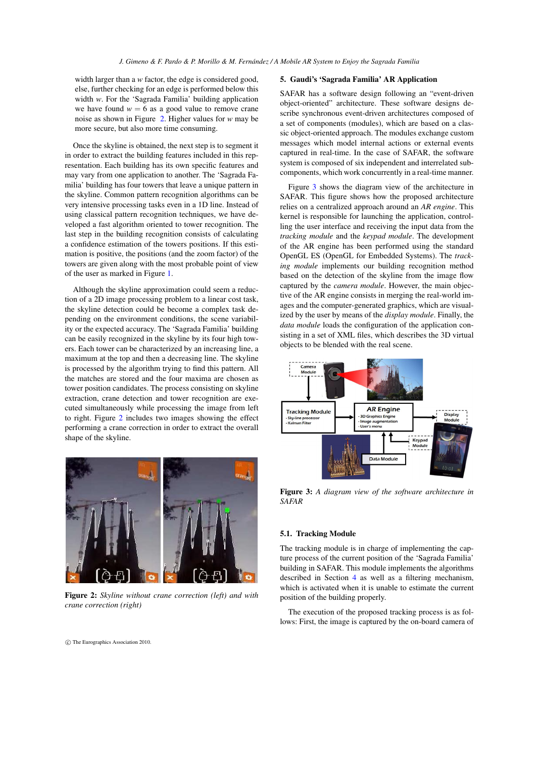width larger than a $w$ factor, the edge is considered good, else, further checking for an edge is performed below this width $w$. For the 'Sagrada Familia' building application we have found $w = 6$ as a good value to remove crane noise as shown in Figure 2. Higher values for $w$ may be more secure, but also more time consuming.

Once the skyline is obtained, the next step is to segment it in order to extract the building features included in this representation. Each building has its own specific features and may vary from one application to another. The 'Sagrada Familia' building has four towers that leave a unique pattern in the skyline. Common pattern recognition algorithms can be very intensive processing tasks even in a 1D line. Instead of using classical pattern recognition techniques, we have developed a fast algorithm oriented to tower recognition. The last step in the building recognition consists of calculating a confidence estimation of the towers positions. If this estimation is positive, the positions (and the zoom factor) of the towers are given along with the most probable point of view of the user as marked in Figure 1.

Although the skyline approximation could seem a reduction of a 2D image processing problem to a linear cost task, the skyline detection could be become a complex task depending on the environment conditions, the scene variability or the expected accuracy. The 'Sagrada Familia' building can be easily recognized in the skyline by its four high towers. Each tower can be characterized by an increasing line, a maximum at the top and then a decreasing line. The skyline is processed by the algorithm trying to find this pattern. All the matches are stored and the four maxima are chosen as tower position candidates. The process consisting on skyline extraction, crane detection and tower recognition are executed simultaneously while processing the image from left to right. Figure 2 includes two images showing the effect performing a crane correction in order to extract the overall shape of the skyline.

**Figure 2:** *Skyline without crane correction (left) and with crane correction (right)*

## 5. Gaudi's 'Sagrada Familia' AR Application

SAFAR has a software design following an "event-driven object-oriented" architecture. These software designs describe synchronous event-driven architectures composed of a set of components (modules), which are based on a classic object-oriented approach. The modules exchange custom messages which model internal actions or external events captured in real-time. In the case of SAFAR, the software system is composed of six independent and interrelated subcomponents, which work concurrently in a real-time manner.

Figure 3 shows the diagram view of the architecture in SAFAR. This figure shows how the proposed architecture relies on a centralized approach around an *AR engine*. This kernel is responsible for launching the application, controlling the user interface and receiving the input data from the *tracking module* and the *keypad module*. The development of the AR engine has been performed using the standard OpenGL ES (OpenGL for Embedded Systems). The *tracking module* implements our building recognition method based on the detection of the skyline from the image flow captured by the *camera module*. However, the main objective of the AR engine consists in merging the real-world images and the computer-generated graphics, which are visualized by the user by means of the *display module*. Finally, the *data module* loads the configuration of the application consisting in a set of XML files, which describes the 3D virtual objects to be blended with the real scene.

**Figure 3:** *A diagram view of the software architecture in SAFAR*

### 5.1. Tracking Module

The tracking module is in charge of implementing the capture process of the current position of the 'Sagrada Familia' building in SAFAR. This module implements the algorithms described in Section 4 as well as a filtering mechanism, which is activated when it is unable to estimate the current position of the building properly.

The execution of the proposed tracking process is as follows: First, the image is captured by the on-board camera of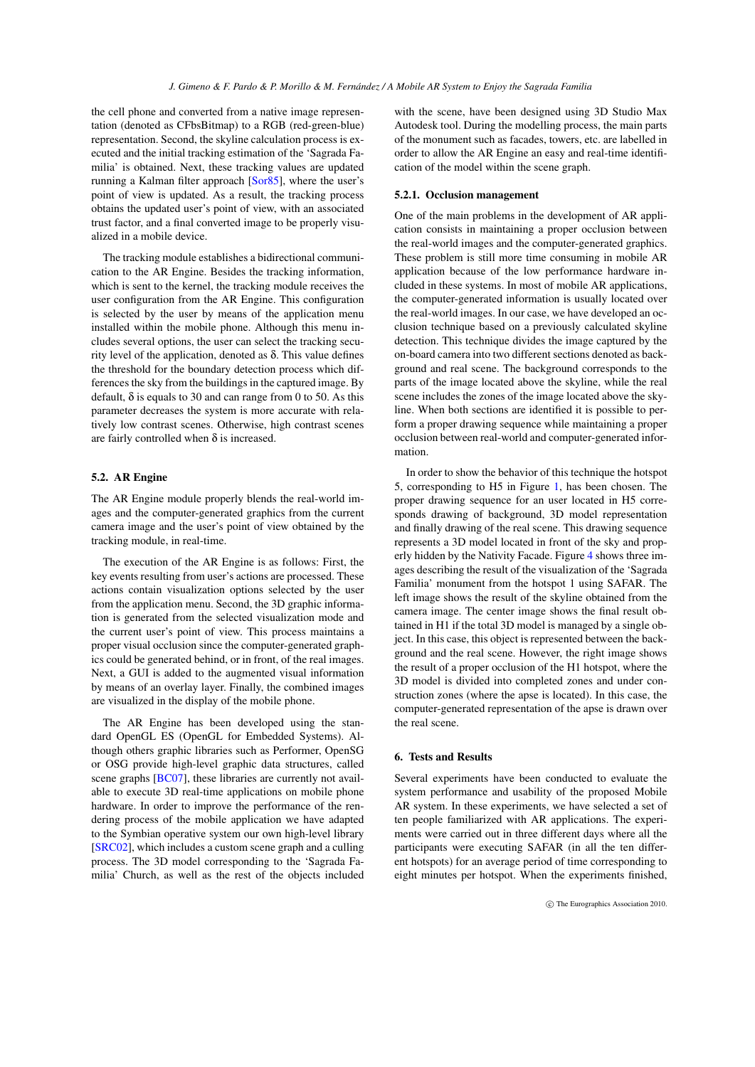the cell phone and converted from a native image representation (denoted as CFbsBitmap) to a RGB (red-green-blue) representation. Second, the skyline calculation process is executed and the initial tracking estimation of the 'Sagrada Familia' is obtained. Next, these tracking values are updated running a Kalman filter approach [Sor85], where the user's point of view is updated. As a result, the tracking process obtains the updated user's point of view, with an associated trust factor, and a final converted image to be properly visualized in a mobile device.

The tracking module establishes a bidirectional communication to the AR Engine. Besides the tracking information, which is sent to the kernel, the tracking module receives the user configuration from the AR Engine. This configuration is selected by the user by means of the application menu installed within the mobile phone. Although this menu includes several options, the user can select the tracking security level of the application, denoted as $\delta$. This value defines the threshold for the boundary detection process which differences the sky from the buildings in the captured image. By default, $\delta$ is equals to 30 and can range from 0 to 50. As this parameter decreases the system is more accurate with relatively low contrast scenes. Otherwise, high contrast scenes are fairly controlled when $\delta$ is increased.

### 5.2. AR Engine

The AR Engine module properly blends the real-world images and the computer-generated graphics from the current camera image and the user's point of view obtained by the tracking module, in real-time.

The execution of the AR Engine is as follows: First, the key events resulting from user's actions are processed. These actions contain visualization options selected by the user from the application menu. Second, the 3D graphic information is generated from the selected visualization mode and the current user's point of view. This process maintains a proper visual occlusion since the computer-generated graphics could be generated behind, or in front, of the real images. Next, a GUI is added to the augmented visual information by means of an overlay layer. Finally, the combined images are visualized in the display of the mobile phone.

The AR Engine has been developed using the standard OpenGL ES (OpenGL for Embedded Systems). Although others graphic libraries such as Performer, OpenSG or OSG provide high-level graphic data structures, called scene graphs [BC07], these libraries are currently not available to execute 3D real-time applications on mobile phone hardware. In order to improve the performance of the rendering process of the mobile application we have adapted to the Symbian operative system our own high-level library [SRC02], which includes a custom scene graph and a culling process. The 3D model corresponding to the 'Sagrada Familia' Church, as well as the rest of the objects included with the scene, have been designed using 3D Studio Max Autodesk tool. During the modelling process, the main parts of the monument such as facades, towers, etc. are labelled in order to allow the AR Engine an easy and real-time identification of the model within the scene graph.

#### 5.2.1. Occlusion management

One of the main problems in the development of AR application consists in maintaining a proper occlusion between the real-world images and the computer-generated graphics. These problem is still more time consuming in mobile AR application because of the low performance hardware included in these systems. In most of mobile AR applications, the computer-generated information is usually located over the real-world images. In our case, we have developed an occlusion technique based on a previously calculated skyline detection. This technique divides the image captured by the on-board camera into two different sections denoted as background and real scene. The background corresponds to the parts of the image located above the skyline, while the real scene includes the zones of the image located above the skyline. When both sections are identified it is possible to perform a proper drawing sequence while maintaining a proper occlusion between real-world and computer-generated information.

In order to show the behavior of this technique the hotspot 5, corresponding to H5 in Figure 1, has been chosen. The proper drawing sequence for an user located in H5 corresponds drawing of background, 3D model representation and finally drawing of the real scene. This drawing sequence represents a 3D model located in front of the sky and properly hidden by the Nativity Facade. Figure 4 shows three images describing the result of the visualization of the 'Sagrada Familia' monument from the hotspot 1 using SAFAR. The left image shows the result of the skyline obtained from the camera image. The center image shows the final result obtained in H1 if the total 3D model is managed by a single object. In this case, this object is represented between the background and the real scene. However, the right image shows the result of a proper occlusion of the H1 hotspot, where the 3D model is divided into completed zones and under construction zones (where the apse is located). In this case, the computer-generated representation of the apse is drawn over the real scene.

## 6. Tests and Results

Several experiments have been conducted to evaluate the system performance and usability of the proposed Mobile AR system. In these experiments, we have selected a set of ten people familiarized with AR applications. The experiments were carried out in three different days where all the participants were executing SAFAR (in all the ten different hotspots) for an average period of time corresponding to eight minutes per hotspot. When the experiments finished,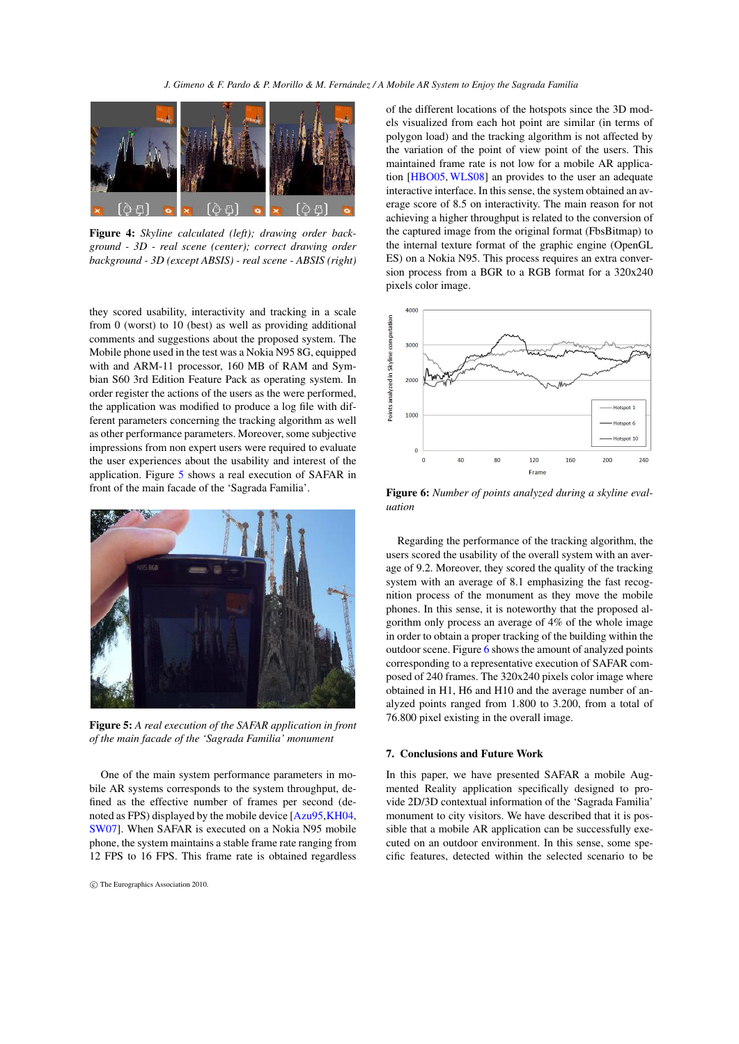**Figure 4:** *Skyline calculated (left); drawing order background - 3D - real scene (center); correct drawing order background - 3D (except ABSIS) - real scene - ABSIS (right)*

they scored usability, interactivity and tracking in a scale from 0 (worst) to 10 (best) as well as providing additional comments and suggestions about the proposed system. The Mobile phone used in the test was a Nokia N95 8G, equipped with and ARM-11 processor, 160 MB of RAM and Symbian S60 3rd Edition Feature Pack as operating system. In order register the actions of the users as the were performed, the application was modified to produce a log file with different parameters concerning the tracking algorithm as well as other performance parameters. Moreover, some subjective impressions from non expert users were required to evaluate the user experiences about the usability and interest of the application. Figure 5 shows a real execution of SAFAR in front of the main facade of the 'Sagrada Familia'.

**Figure 5:** *A real execution of the SAFAR application in front of the main facade of the 'Sagrada Familia' monument*

One of the main system performance parameters in mobile AR systems corresponds to the system throughput, defined as the effective number of frames per second (denoted as FPS) displayed by the mobile device [Azu95, KH04, SW07]. When SAFAR is executed on a Nokia N95 mobile phone, the system maintains a stable frame rate ranging from 12 FPS to 16 FPS. This frame rate is obtained regardless of the different locations of the hotspots since the 3D models visualized from each hot point are similar (in terms of polygon load) and the tracking algorithm is not affected by the variation of the point of view point of the users. This maintained frame rate is not low for a mobile AR application [HBO05, WLS08] an provides to the user an adequate interactive interface. In this sense, the system obtained an average score of 8.5 on interactivity. The main reason for not achieving a higher throughput is related to the conversion of the captured image from the original format (FbsBitmap) to the internal texture format of the graphic engine (OpenGL ES) on a Nokia N95. This process requires an extra conversion process from a BGR to a RGB format for a 320x240 pixels color image.

**Figure 6:** *Number of points analyzed during a skyline evaluation*

Regarding the performance of the tracking algorithm, the users scored the usability of the overall system with an average of 9.2. Moreover, they scored the quality of the tracking system with an average of 8.1 emphasizing the fast recognition process of the monument as they move the mobile phones. In this sense, it is noteworthy that the proposed algorithm only process an average of 4% of the whole image in order to obtain a proper tracking of the building within the outdoor scene. Figure 6 shows the amount of analyzed points corresponding to a representative execution of SAFAR composed of 240 frames. The 320x240 pixels color image where obtained in H1, H6 and H10 and the average number of analyzed points ranged from 1.800 to 3.200, from a total of 76.800 pixel existing in the overall image.

## 7. Conclusions and Future Work

In this paper, we have presented SAFAR a mobile Augmented Reality application specifically designed to provide 2D/3D contextual information of the 'Sagrada Familia' monument to city visitors. We have described that it is possible that a mobile AR application can be successfully executed on an outdoor environment. In this sense, some specific features, detected within the selected scenario to be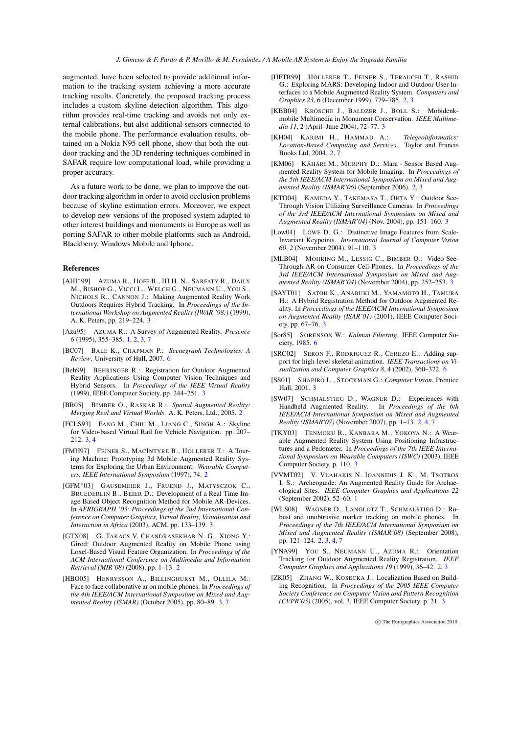augmented, have been selected to provide additional information to the tracking system achieving a more accurate tracking results. Concretely, the proposed tracking process includes a custom skyline detection algorithm. This algorithm provides real-time tracking and avoids not only external calibrations, but also additional sensors connected to the mobile phone. The performance evaluation results, obtained on a Nokia N95 cell phone, show that both the outdoor tracking and the 3D rendering techniques combined in SAFAR require low computational load, while providing a proper accuracy.

As a future work to be done, we plan to improve the outdoor tracking algorithm in order to avoid occlusion problems because of skyline estimation errors. Moreover, we expect to develop new versions of the proposed system adapted to other interest buildings and monuments in Europe as well as porting SAFAR to other mobile platforms such as Android, Blackberry, Windows Mobile and Iphone.

## References

[AHI*99] Azuma R., Hoff B., III H. N., Sarfaty R., Daily M., Bishop G., Vicci L., Welch G., Neumann U., You S., Nichols R., Cannon J.: Making Augmented Reality Work Outdoors Requires Hybrid Tracking. In *Proceedings of the International Workshop on Augmented Reality (IWAR '98:)* (1999), A. K. Peters, pp. 219–224. 3

[Azu95] Azuma R.: A Survey of Augmented Reality. *Presence 6* (1995), 355–385. 1, 2, 3, 7

[BC07] Bale K., Chapman P.: *Scenegraph Technologies: A Review*. University of Hull, 2007. 6

[Beh99] Behringer R.: Registration for Outdoor Augmented Reality Applications Using Computer Vision Techniques and Hybrid Sensors. In *Proceedings of the IEEE Virtual Reality* (1999), IEEE Computer Society, pp. 244–251. 3

[BR05] Bimber O., Raskar R.: *Spatial Augmented Reality: Merging Real and Virtual Worlds*. A. K. Peters, Ltd., 2005. 2

[FCLS93] Fang M., Chiu M., Liang C., Singh A.: Skyline for Video-based Virtual Rail for Vehicle Navigation. pp. 207–212. 3, 4

[FMH97] Feiner S., MacIntyre B., Hollerer T.: A Touring Machine: Prototyping 3d Mobile Augmented Reality Systems for Exploring the Urban Environment. *Wearable Computers, IEEE International Symposium* (1997), 74. 2

[GFM*03] Gausemeier J., Fruend J., Matysczok C., Bruederlin B., Beier D.: Development of a Real Time Image Based Object Recognition Method for Mobile AR-Devices. In *AFRIGRAPH '03: Proceedings of the 2nd International Conference on Computer Graphics, Virtual Reality, Visualisation and Interaction in Africa* (2003), ACM, pp. 133–139. 3

[GTX08] G. Takacs V. Chandrasekhar N. G., Xiong Y.: Girod: Outdoor Augmented Reality on Mobile Phone using Loxel-Based Visual Feature Organization. In *Proceedings of the ACM International Conference on Multimedia and Information Retrieval (MIR'08)* (2008), pp. 1–13. 2

[HBO05] Henrysson A., Billinghurst M., Ollila M.: Face to face collaborative ar on mobile phones. In *Proceedings of the 4th IEEE/ACM International Symposium on Mixed and Augmented Reality (ISMAR)* (October 2005), pp. 80–89. 3, 7

[HFTR99] Höllerer T., Feiner S., Terauchi T., Rashid G.: Exploring MARS: Developing Indoor and Outdoor User Interfaces to a Mobile Augmented Reality System. *Computers and Graphics 23*, 6 (December 1999), 779–785. 2, 3

[KBB04] Krösche J., Baldzer J., Boll S.: Mobidenkmobile Multimedia in Monument Conservation. *IEEE Multimedia 11*, 2 (April–June 2004), 72–77. 3

[KH04] Karimi H., Hammad A.: *Telegeoinformatics: Location-Based Computing and Services*. Taylor and Francis Books Ltd, 2004. 2, 7

[KM06] Kähäri M., Murphy D.: Mara - Sensor Based Augmented Reality System for Mobile Imaging. In *Proceedings of the 5th IEEE/ACM International Symposium on Mixed and Augmented Reality (ISMAR'06)* (September 2006). 2, 3

[KTO04] Kameda Y., Takemasa T., Ohta Y.: Outdoor See-Through Vision Utilizing Surveillance Cameras. In *Proceedings of the 3rd IEEE/ACM International Symposium on Mixed and Augmented Reality (ISMAR'04)* (Nov. 2004), pp. 151–160. 3

[Low04] Lowe D. G.: Distinctive Image Features from Scale-Invariant Keypoints. *International Journal of Computer Vision 60*, 2 (November 2004), 91–110. 3

[MLB04] Mohring M., Lessig C., Bimber O.: Video See-Through AR on Consumer Cell-Phones. In *Proceedings of the 3rd IEEE/ACM International Symposium on Mixed and Augmented Reality (ISMAR'04)* (November 2004), pp. 252–253. 3

[SAYT01] Satoh K., Anabuki M., Yamamoto H., Tamura H.: A Hybrid Registration Method for Outdoor Augmented Reality. In *Proceedings of the IEEE/ACM International Symposium on Augmented Reality (ISAR'01)* (2001), IEEE Computer Society, pp. 67–76. 3

[Sor85] Sorenson W.: *Kalman Filtering*. IEEE Computer Society, 1985. 6

[SRC02] Seron F., Rodriguez R., Cerezo E.: Adding support for high-level skeletal animation. *IEEE Transactions on Visualization and Computer Graphics 8*, 4 (2002), 360–372. 6

[SS01] Shapiro L., Stockman G.: *Computer Vision*. Prentice Hall, 2001. 3

[SW07] Schmalstieg D., Wagner D.: Experiences with Handheld Augmented Reality. In *Proceedings of the 6th IEEE/ACM International Symposium on Mixed and Augmented Reality (ISMAR'07)* (November 2007), pp. 1–13. 2, 4, 7

[TKY03] Tenmoku R., Kanbara M., Yokoya N.: A Wearable Augmented Reality System Using Positioning Infrastructures and a Pedometer. In *Proceedings of the 7th IEEE International Symposium on Wearable Computers (ISWC)* (2003), IEEE Computer Society, p. 110. 3

[VVMT02] V. Vlahakis N. Ioannidis J. K., M. Tsotros I. S.: Archeoguide: An Augmented Reality Guide for Archaeological Sites. *IEEE Computer Graphics and Applications 22* (September 2002), 52–60. 1

[WLS08] Wagner D., Langlotz T., Schmalstieg D.: Robust and unobtrusive marker tracking on mobile phones. In *Proceedings of the 7th IEEE/ACM International Symposium on Mixed and Augmented Reality (ISMAR'08)* (September 2008), pp. 121–124. 2, 3, 4, 7

[YNA99] You S., Neumann U., Azuma R.: Orientation Tracking for Outdoor Augmented Reality Registration. *IEEE Computer Graphics and Applications 19* (1999), 36–42. 2, 3

[ZK05] Zhang W., Kosecka J.: Localization Based on Building Recognition. In *Proceedings of the 2005 IEEE Computer Society Conference on Computer Vision and Pattern Recognition (CVPR'05)* (2005), vol. 3, IEEE Computer Society, p. 21. 3